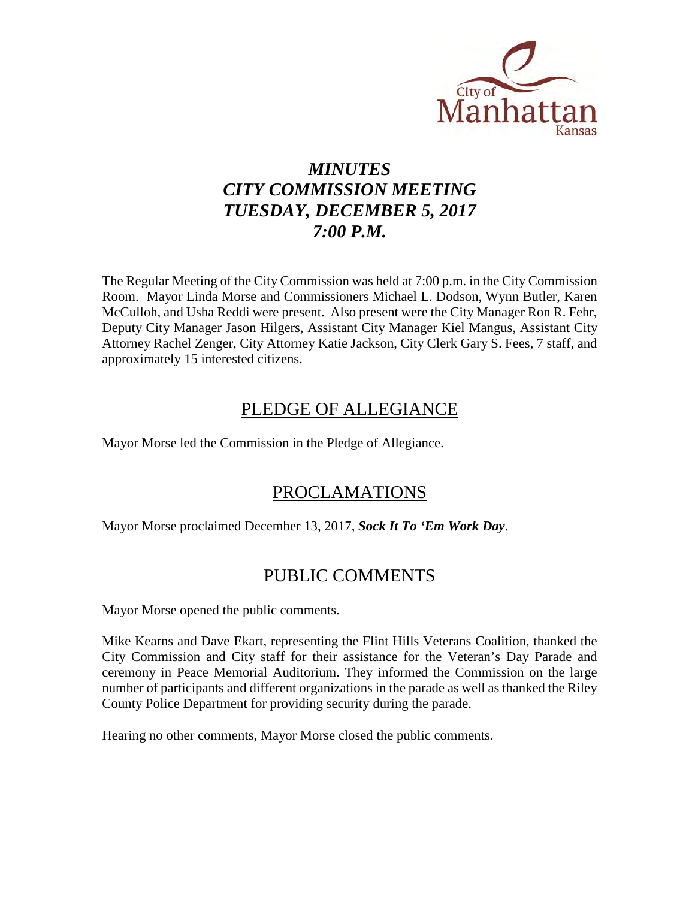# *MINUTES*
# *CITY COMMISSION MEETING*
# *TUESDAY, DECEMBER 5, 2017*
# *7:00 P.M.*

The Regular Meeting of the City Commission was held at 7:00 p.m. in the City Commission Room. Mayor Linda Morse and Commissioners Michael L. Dodson, Wynn Butler, Karen McCulloh, and Usha Reddi were present. Also present were the City Manager Ron R. Fehr, Deputy City Manager Jason Hilgers, Assistant City Manager Kiel Mangus, Assistant City Attorney Rachel Zenger, City Attorney Katie Jackson, City Clerk Gary S. Fees, 7 staff, and approximately 15 interested citizens.

## PLEDGE OF ALLEGIANCE

Mayor Morse led the Commission in the Pledge of Allegiance.

## PROCLAMATIONS

Mayor Morse proclaimed December 13, 2017, ***Sock It To 'Em Work Day***.

## PUBLIC COMMENTS

Mayor Morse opened the public comments.

Mike Kearns and Dave Ekart, representing the Flint Hills Veterans Coalition, thanked the City Commission and City staff for their assistance for the Veteran's Day Parade and ceremony in Peace Memorial Auditorium. They informed the Commission on the large number of participants and different organizations in the parade as well as thanked the Riley County Police Department for providing security during the parade.

Hearing no other comments, Mayor Morse closed the public comments.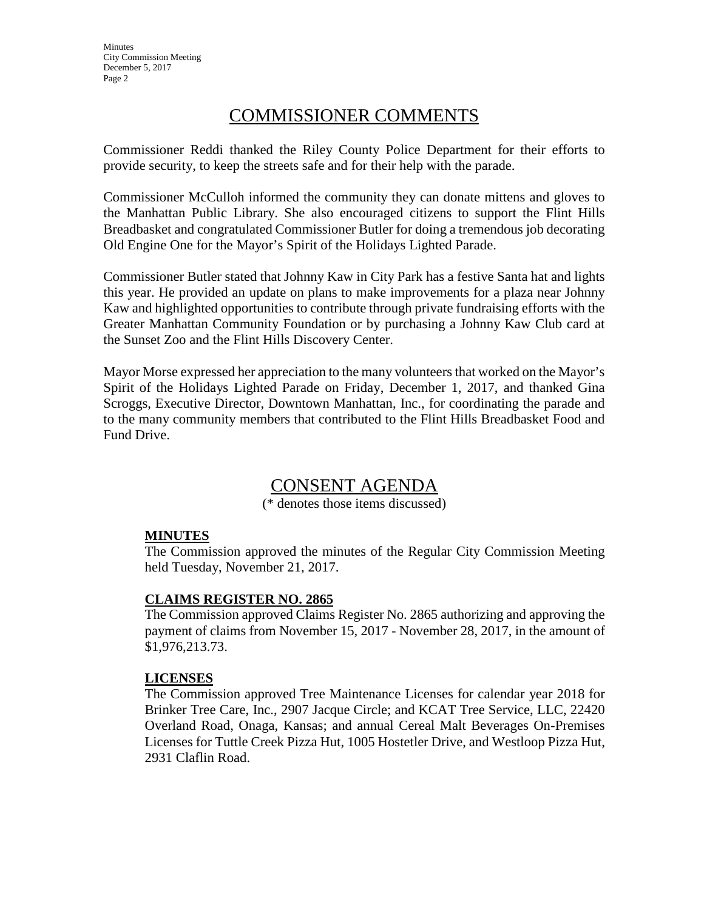## COMMISSIONER COMMENTS

Commissioner Reddi thanked the Riley County Police Department for their efforts to provide security, to keep the streets safe and for their help with the parade.

Commissioner McCulloh informed the community they can donate mittens and gloves to the Manhattan Public Library. She also encouraged citizens to support the Flint Hills Breadbasket and congratulated Commissioner Butler for doing a tremendous job decorating Old Engine One for the Mayor's Spirit of the Holidays Lighted Parade.

Commissioner Butler stated that Johnny Kaw in City Park has a festive Santa hat and lights this year. He provided an update on plans to make improvements for a plaza near Johnny Kaw and highlighted opportunities to contribute through private fundraising efforts with the Greater Manhattan Community Foundation or by purchasing a Johnny Kaw Club card at the Sunset Zoo and the Flint Hills Discovery Center.

Mayor Morse expressed her appreciation to the many volunteers that worked on the Mayor's Spirit of the Holidays Lighted Parade on Friday, December 1, 2017, and thanked Gina Scroggs, Executive Director, Downtown Manhattan, Inc., for coordinating the parade and to the many community members that contributed to the Flint Hills Breadbasket Food and Fund Drive.

## CONSENT AGENDA

(* denotes those items discussed)

**MINUTES**

The Commission approved the minutes of the Regular City Commission Meeting held Tuesday, November 21, 2017.

**CLAIMS REGISTER NO. 2865**

The Commission approved Claims Register No. 2865 authorizing and approving the payment of claims from November 15, 2017 - November 28, 2017, in the amount of $1,976,213.73.

**LICENSES**

The Commission approved Tree Maintenance Licenses for calendar year 2018 for Brinker Tree Care, Inc., 2907 Jacque Circle; and KCAT Tree Service, LLC, 22420 Overland Road, Onaga, Kansas; and annual Cereal Malt Beverages On-Premises Licenses for Tuttle Creek Pizza Hut, 1005 Hostetler Drive, and Westloop Pizza Hut, 2931 Claflin Road.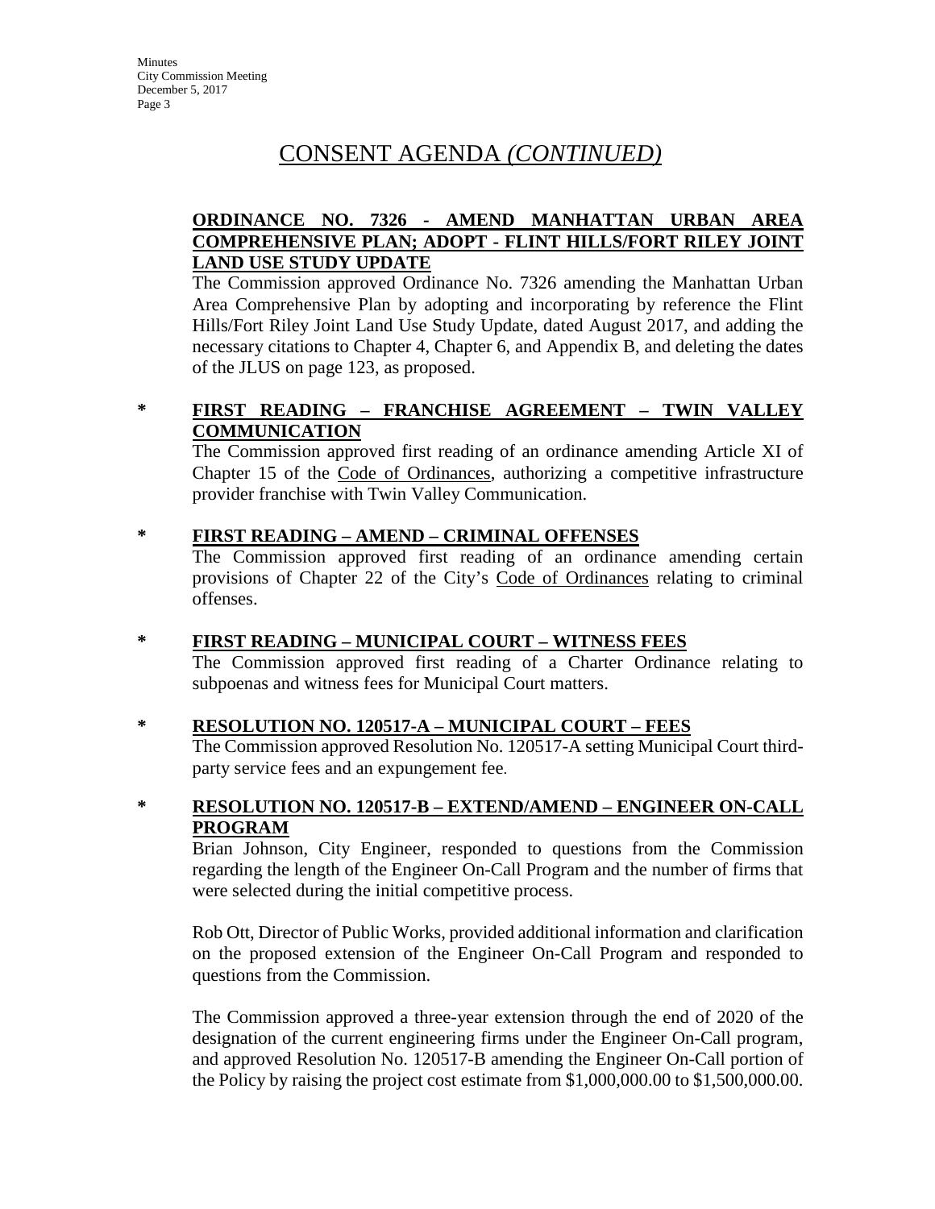# CONSENT AGENDA *(CONTINUED)*

**ORDINANCE NO. 7326 - AMEND MANHATTAN URBAN AREA COMPREHENSIVE PLAN; ADOPT - FLINT HILLS/FORT RILEY JOINT LAND USE STUDY UPDATE**

The Commission approved Ordinance No. 7326 amending the Manhattan Urban Area Comprehensive Plan by adopting and incorporating by reference the Flint Hills/Fort Riley Joint Land Use Study Update, dated August 2017, and adding the necessary citations to Chapter 4, Chapter 6, and Appendix B, and deleting the dates of the JLUS on page 123, as proposed.

\* **FIRST READING – FRANCHISE AGREEMENT – TWIN VALLEY COMMUNICATION**

The Commission approved first reading of an ordinance amending Article XI of Chapter 15 of the Code of Ordinances, authorizing a competitive infrastructure provider franchise with Twin Valley Communication.

\* **FIRST READING – AMEND – CRIMINAL OFFENSES**

The Commission approved first reading of an ordinance amending certain provisions of Chapter 22 of the City's Code of Ordinances relating to criminal offenses.

\* **FIRST READING – MUNICIPAL COURT – WITNESS FEES**

The Commission approved first reading of a Charter Ordinance relating to subpoenas and witness fees for Municipal Court matters.

\* **RESOLUTION NO. 120517-A – MUNICIPAL COURT – FEES**

The Commission approved Resolution No. 120517-A setting Municipal Court third-party service fees and an expungement fee.

\* **RESOLUTION NO. 120517-B – EXTEND/AMEND – ENGINEER ON-CALL PROGRAM**

Brian Johnson, City Engineer, responded to questions from the Commission regarding the length of the Engineer On-Call Program and the number of firms that were selected during the initial competitive process.

Rob Ott, Director of Public Works, provided additional information and clarification on the proposed extension of the Engineer On-Call Program and responded to questions from the Commission.

The Commission approved a three-year extension through the end of 2020 of the designation of the current engineering firms under the Engineer On-Call program, and approved Resolution No. 120517-B amending the Engineer On-Call portion of the Policy by raising the project cost estimate from $1,000,000.00 to $1,500,000.00.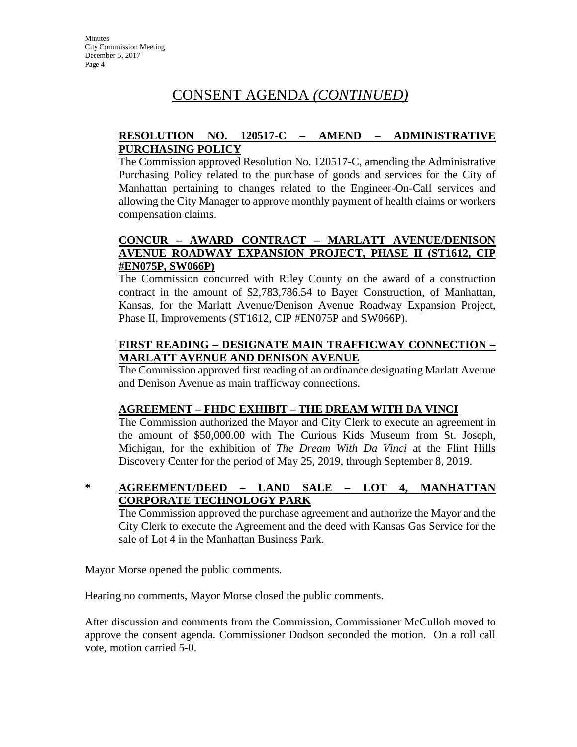# CONSENT AGENDA *(CONTINUED)*

**RESOLUTION NO. 120517-C – AMEND – ADMINISTRATIVE PURCHASING POLICY**

The Commission approved Resolution No. 120517-C, amending the Administrative Purchasing Policy related to the purchase of goods and services for the City of Manhattan pertaining to changes related to the Engineer-On-Call services and allowing the City Manager to approve monthly payment of health claims or workers compensation claims.

**CONCUR – AWARD CONTRACT – MARLATT AVENUE/DENISON AVENUE ROADWAY EXPANSION PROJECT, PHASE II (ST1612, CIP #EN075P, SW066P)**

The Commission concurred with Riley County on the award of a construction contract in the amount of $2,783,786.54 to Bayer Construction, of Manhattan, Kansas, for the Marlatt Avenue/Denison Avenue Roadway Expansion Project, Phase II, Improvements (ST1612, CIP #EN075P and SW066P).

**FIRST READING – DESIGNATE MAIN TRAFFICWAY CONNECTION – MARLATT AVENUE AND DENISON AVENUE**

The Commission approved first reading of an ordinance designating Marlatt Avenue and Denison Avenue as main trafficway connections.

**AGREEMENT – FHDC EXHIBIT – THE DREAM WITH DA VINCI**

The Commission authorized the Mayor and City Clerk to execute an agreement in the amount of $50,000.00 with The Curious Kids Museum from St. Joseph, Michigan, for the exhibition of *The Dream With Da Vinci* at the Flint Hills Discovery Center for the period of May 25, 2019, through September 8, 2019.

\* **AGREEMENT/DEED – LAND SALE – LOT 4, MANHATTAN CORPORATE TECHNOLOGY PARK**

The Commission approved the purchase agreement and authorize the Mayor and the City Clerk to execute the Agreement and the deed with Kansas Gas Service for the sale of Lot 4 in the Manhattan Business Park.

Mayor Morse opened the public comments.

Hearing no comments, Mayor Morse closed the public comments.

After discussion and comments from the Commission, Commissioner McCulloh moved to approve the consent agenda. Commissioner Dodson seconded the motion. On a roll call vote, motion carried 5-0.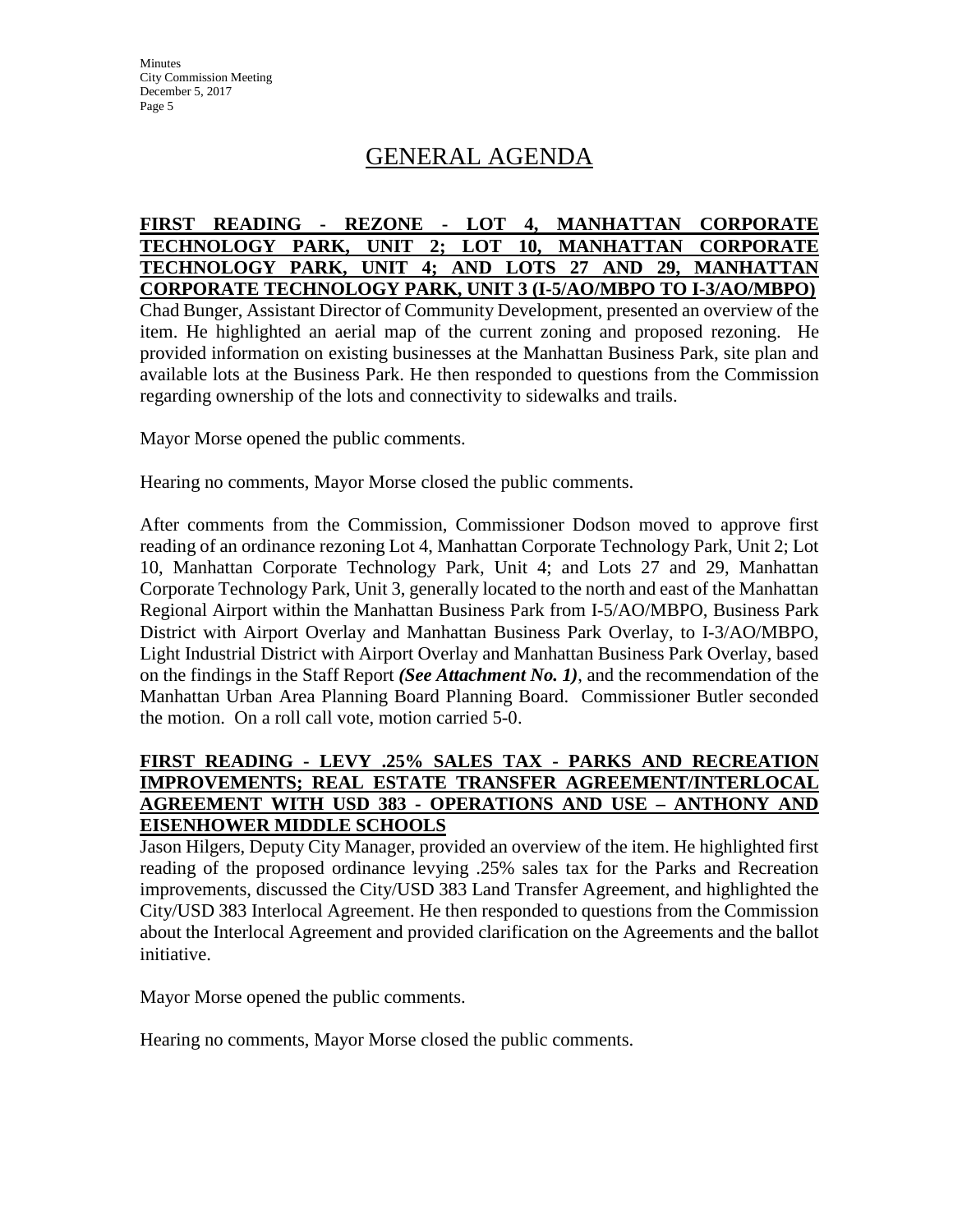# GENERAL AGENDA

**FIRST READING - REZONE - LOT 4, MANHATTAN CORPORATE TECHNOLOGY PARK, UNIT 2; LOT 10, MANHATTAN CORPORATE TECHNOLOGY PARK, UNIT 4; AND LOTS 27 AND 29, MANHATTAN CORPORATE TECHNOLOGY PARK, UNIT 3 (I-5/AO/MBPO TO I-3/AO/MBPO)**

Chad Bunger, Assistant Director of Community Development, presented an overview of the item. He highlighted an aerial map of the current zoning and proposed rezoning. He provided information on existing businesses at the Manhattan Business Park, site plan and available lots at the Business Park. He then responded to questions from the Commission regarding ownership of the lots and connectivity to sidewalks and trails.

Mayor Morse opened the public comments.

Hearing no comments, Mayor Morse closed the public comments.

After comments from the Commission, Commissioner Dodson moved to approve first reading of an ordinance rezoning Lot 4, Manhattan Corporate Technology Park, Unit 2; Lot 10, Manhattan Corporate Technology Park, Unit 4; and Lots 27 and 29, Manhattan Corporate Technology Park, Unit 3, generally located to the north and east of the Manhattan Regional Airport within the Manhattan Business Park from I-5/AO/MBPO, Business Park District with Airport Overlay and Manhattan Business Park Overlay, to I-3/AO/MBPO, Light Industrial District with Airport Overlay and Manhattan Business Park Overlay, based on the findings in the Staff Report ***(See Attachment No. 1)***, and the recommendation of the Manhattan Urban Area Planning Board Planning Board. Commissioner Butler seconded the motion. On a roll call vote, motion carried 5-0.

**FIRST READING - LEVY .25% SALES TAX - PARKS AND RECREATION IMPROVEMENTS; REAL ESTATE TRANSFER AGREEMENT/INTERLOCAL AGREEMENT WITH USD 383 - OPERATIONS AND USE – ANTHONY AND EISENHOWER MIDDLE SCHOOLS**

Jason Hilgers, Deputy City Manager, provided an overview of the item. He highlighted first reading of the proposed ordinance levying .25% sales tax for the Parks and Recreation improvements, discussed the City/USD 383 Land Transfer Agreement, and highlighted the City/USD 383 Interlocal Agreement. He then responded to questions from the Commission about the Interlocal Agreement and provided clarification on the Agreements and the ballot initiative.

Mayor Morse opened the public comments.

Hearing no comments, Mayor Morse closed the public comments.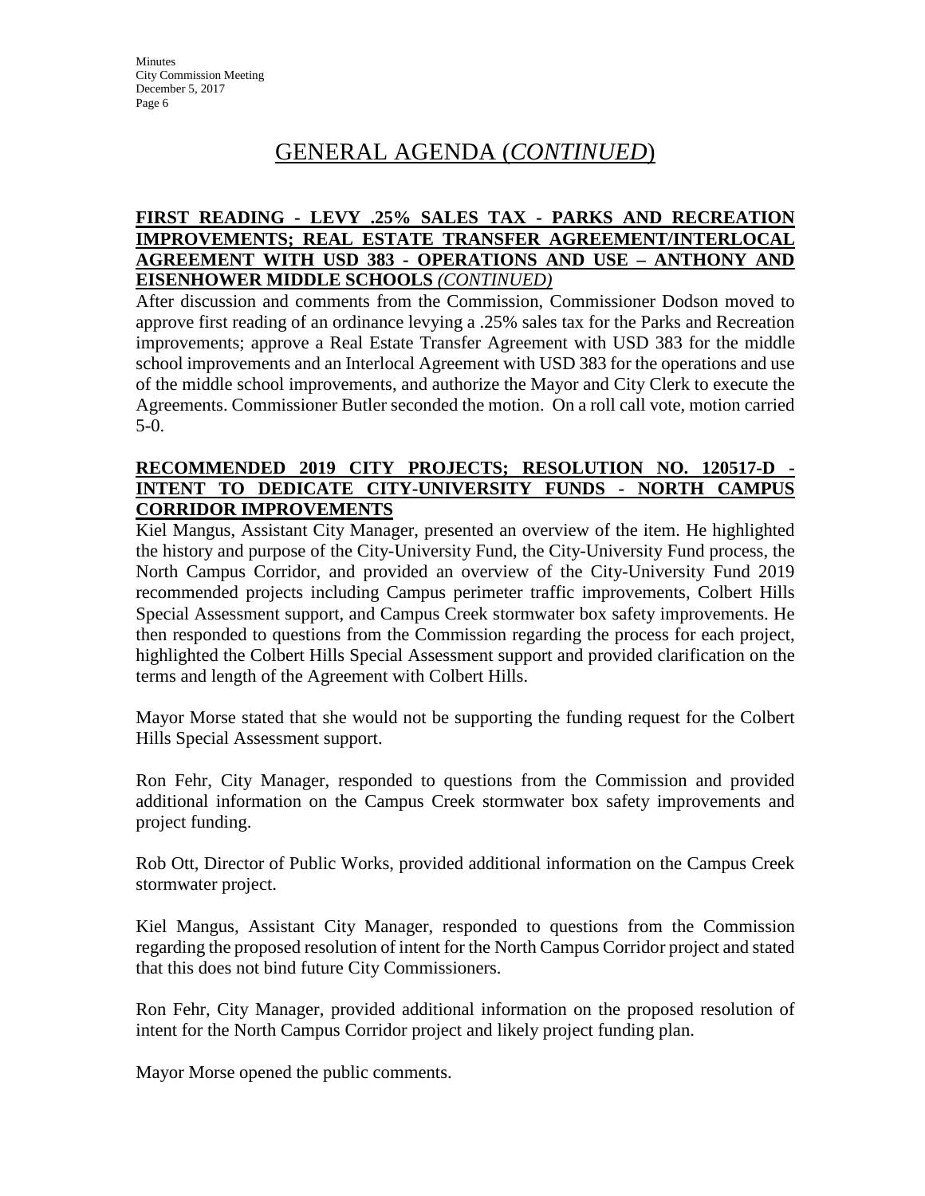# GENERAL AGENDA (*CONTINUED*)

**FIRST READING - LEVY .25% SALES TAX - PARKS AND RECREATION IMPROVEMENTS; REAL ESTATE TRANSFER AGREEMENT/INTERLOCAL AGREEMENT WITH USD 383 - OPERATIONS AND USE – ANTHONY AND EISENHOWER MIDDLE SCHOOLS *(CONTINUED)***

After discussion and comments from the Commission, Commissioner Dodson moved to approve first reading of an ordinance levying a .25% sales tax for the Parks and Recreation improvements; approve a Real Estate Transfer Agreement with USD 383 for the middle school improvements and an Interlocal Agreement with USD 383 for the operations and use of the middle school improvements, and authorize the Mayor and City Clerk to execute the Agreements. Commissioner Butler seconded the motion. On a roll call vote, motion carried 5-0.

**RECOMMENDED 2019 CITY PROJECTS; RESOLUTION NO. 120517-D - INTENT TO DEDICATE CITY-UNIVERSITY FUNDS - NORTH CAMPUS CORRIDOR IMPROVEMENTS**

Kiel Mangus, Assistant City Manager, presented an overview of the item. He highlighted the history and purpose of the City-University Fund, the City-University Fund process, the North Campus Corridor, and provided an overview of the City-University Fund 2019 recommended projects including Campus perimeter traffic improvements, Colbert Hills Special Assessment support, and Campus Creek stormwater box safety improvements. He then responded to questions from the Commission regarding the process for each project, highlighted the Colbert Hills Special Assessment support and provided clarification on the terms and length of the Agreement with Colbert Hills.

Mayor Morse stated that she would not be supporting the funding request for the Colbert Hills Special Assessment support.

Ron Fehr, City Manager, responded to questions from the Commission and provided additional information on the Campus Creek stormwater box safety improvements and project funding.

Rob Ott, Director of Public Works, provided additional information on the Campus Creek stormwater project.

Kiel Mangus, Assistant City Manager, responded to questions from the Commission regarding the proposed resolution of intent for the North Campus Corridor project and stated that this does not bind future City Commissioners.

Ron Fehr, City Manager, provided additional information on the proposed resolution of intent for the North Campus Corridor project and likely project funding plan.

Mayor Morse opened the public comments.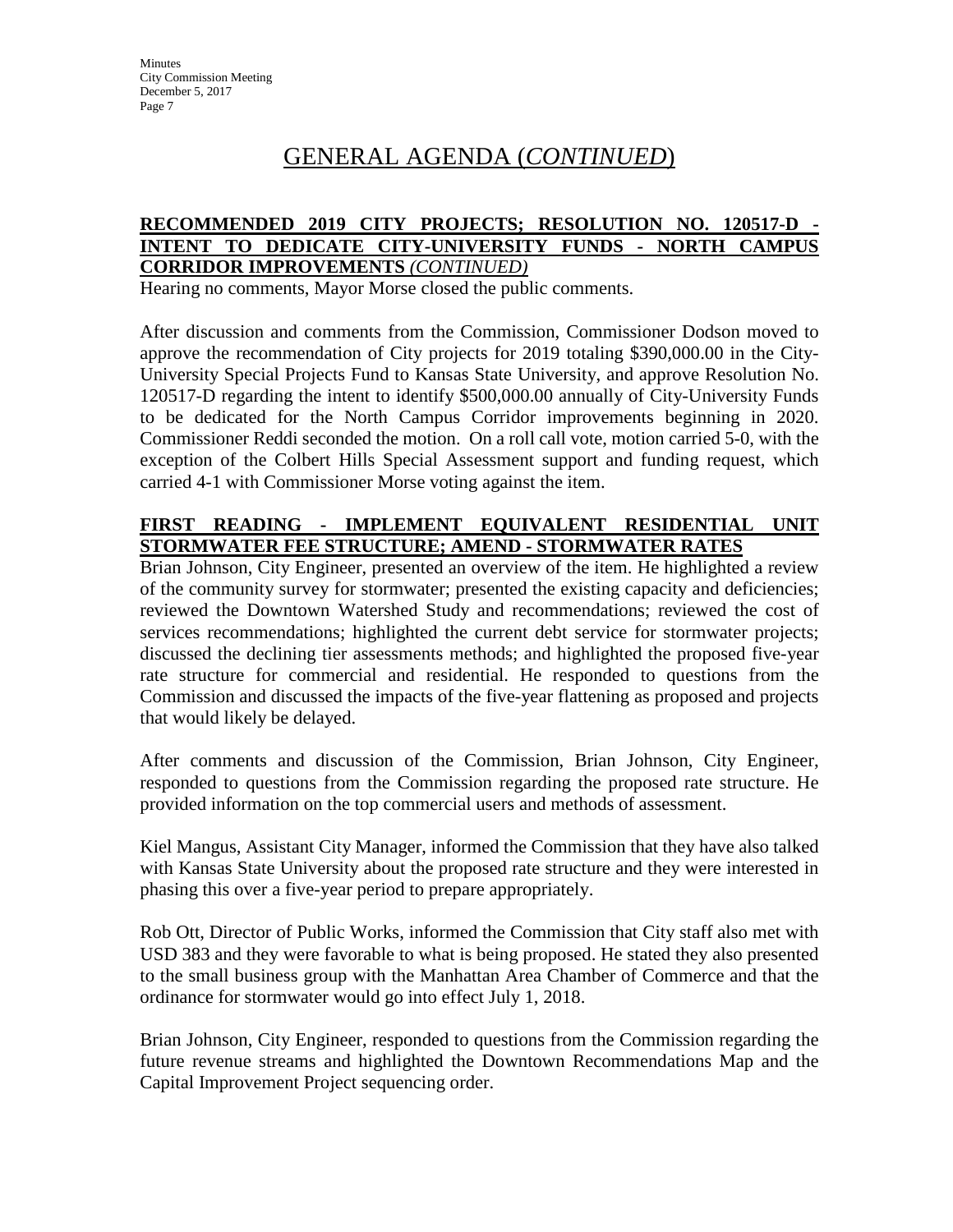# GENERAL AGENDA (*CONTINUED*)

**RECOMMENDED 2019 CITY PROJECTS; RESOLUTION NO. 120517-D - INTENT TO DEDICATE CITY-UNIVERSITY FUNDS - NORTH CAMPUS CORRIDOR IMPROVEMENTS** ***(CONTINUED)***

Hearing no comments, Mayor Morse closed the public comments.

After discussion and comments from the Commission, Commissioner Dodson moved to approve the recommendation of City projects for 2019 totaling \$390,000.00 in the City-University Special Projects Fund to Kansas State University, and approve Resolution No. 120517-D regarding the intent to identify \$500,000.00 annually of City-University Funds to be dedicated for the North Campus Corridor improvements beginning in 2020. Commissioner Reddi seconded the motion. On a roll call vote, motion carried 5-0, with the exception of the Colbert Hills Special Assessment support and funding request, which carried 4-1 with Commissioner Morse voting against the item.

**FIRST READING - IMPLEMENT EQUIVALENT RESIDENTIAL UNIT STORMWATER FEE STRUCTURE; AMEND - STORMWATER RATES**

Brian Johnson, City Engineer, presented an overview of the item. He highlighted a review of the community survey for stormwater; presented the existing capacity and deficiencies; reviewed the Downtown Watershed Study and recommendations; reviewed the cost of services recommendations; highlighted the current debt service for stormwater projects; discussed the declining tier assessments methods; and highlighted the proposed five-year rate structure for commercial and residential. He responded to questions from the Commission and discussed the impacts of the five-year flattening as proposed and projects that would likely be delayed.

After comments and discussion of the Commission, Brian Johnson, City Engineer, responded to questions from the Commission regarding the proposed rate structure. He provided information on the top commercial users and methods of assessment.

Kiel Mangus, Assistant City Manager, informed the Commission that they have also talked with Kansas State University about the proposed rate structure and they were interested in phasing this over a five-year period to prepare appropriately.

Rob Ott, Director of Public Works, informed the Commission that City staff also met with USD 383 and they were favorable to what is being proposed. He stated they also presented to the small business group with the Manhattan Area Chamber of Commerce and that the ordinance for stormwater would go into effect July 1, 2018.

Brian Johnson, City Engineer, responded to questions from the Commission regarding the future revenue streams and highlighted the Downtown Recommendations Map and the Capital Improvement Project sequencing order.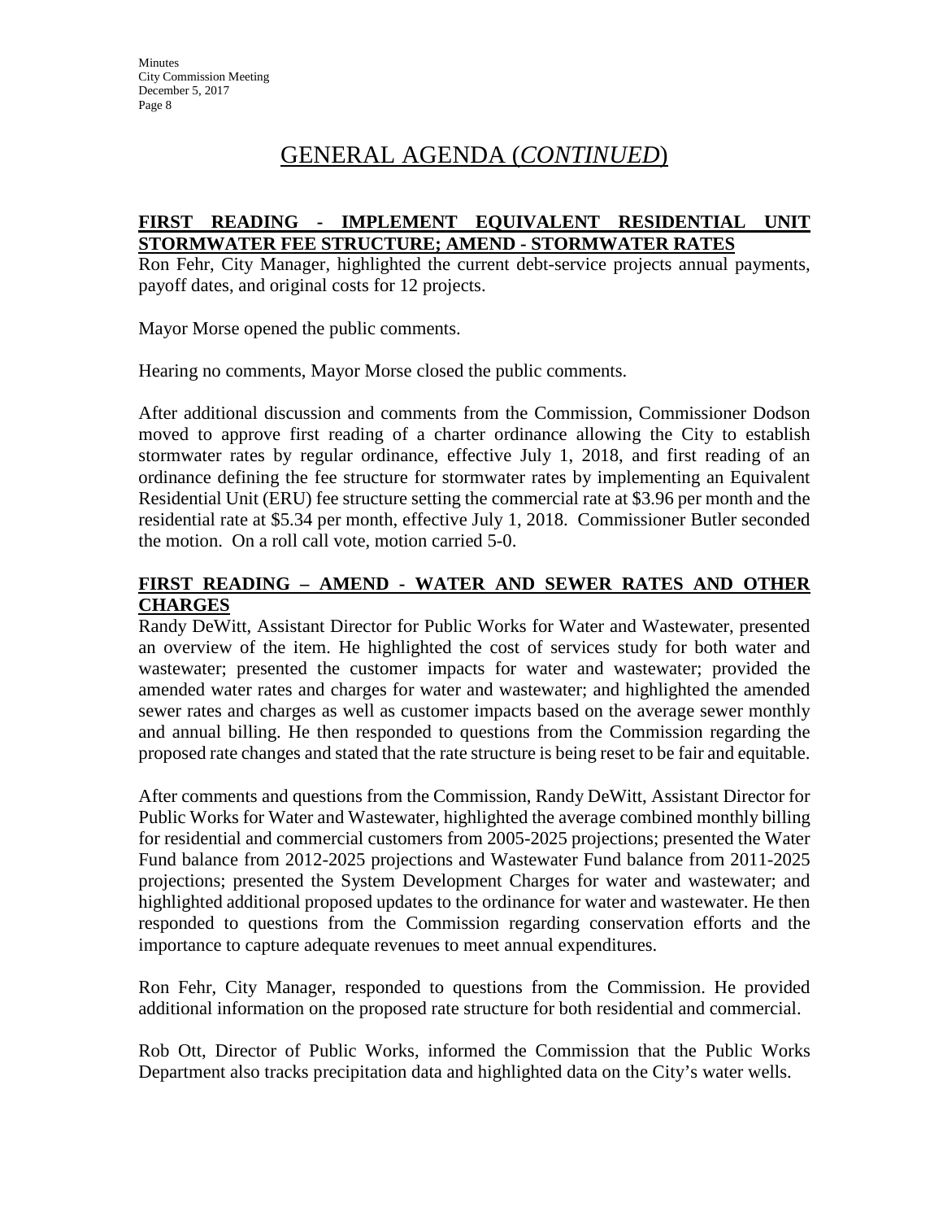## GENERAL AGENDA (*CONTINUED*)

**FIRST READING - IMPLEMENT EQUIVALENT RESIDENTIAL UNIT STORMWATER FEE STRUCTURE; AMEND - STORMWATER RATES**

Ron Fehr, City Manager, highlighted the current debt-service projects annual payments, payoff dates, and original costs for 12 projects.

Mayor Morse opened the public comments.

Hearing no comments, Mayor Morse closed the public comments.

After additional discussion and comments from the Commission, Commissioner Dodson moved to approve first reading of a charter ordinance allowing the City to establish stormwater rates by regular ordinance, effective July 1, 2018, and first reading of an ordinance defining the fee structure for stormwater rates by implementing an Equivalent Residential Unit (ERU) fee structure setting the commercial rate at $3.96 per month and the residential rate at $5.34 per month, effective July 1, 2018. Commissioner Butler seconded the motion. On a roll call vote, motion carried 5-0.

**FIRST READING – AMEND - WATER AND SEWER RATES AND OTHER CHARGES**

Randy DeWitt, Assistant Director for Public Works for Water and Wastewater, presented an overview of the item. He highlighted the cost of services study for both water and wastewater; presented the customer impacts for water and wastewater; provided the amended water rates and charges for water and wastewater; and highlighted the amended sewer rates and charges as well as customer impacts based on the average sewer monthly and annual billing. He then responded to questions from the Commission regarding the proposed rate changes and stated that the rate structure is being reset to be fair and equitable.

After comments and questions from the Commission, Randy DeWitt, Assistant Director for Public Works for Water and Wastewater, highlighted the average combined monthly billing for residential and commercial customers from 2005-2025 projections; presented the Water Fund balance from 2012-2025 projections and Wastewater Fund balance from 2011-2025 projections; presented the System Development Charges for water and wastewater; and highlighted additional proposed updates to the ordinance for water and wastewater. He then responded to questions from the Commission regarding conservation efforts and the importance to capture adequate revenues to meet annual expenditures.

Ron Fehr, City Manager, responded to questions from the Commission. He provided additional information on the proposed rate structure for both residential and commercial.

Rob Ott, Director of Public Works, informed the Commission that the Public Works Department also tracks precipitation data and highlighted data on the City's water wells.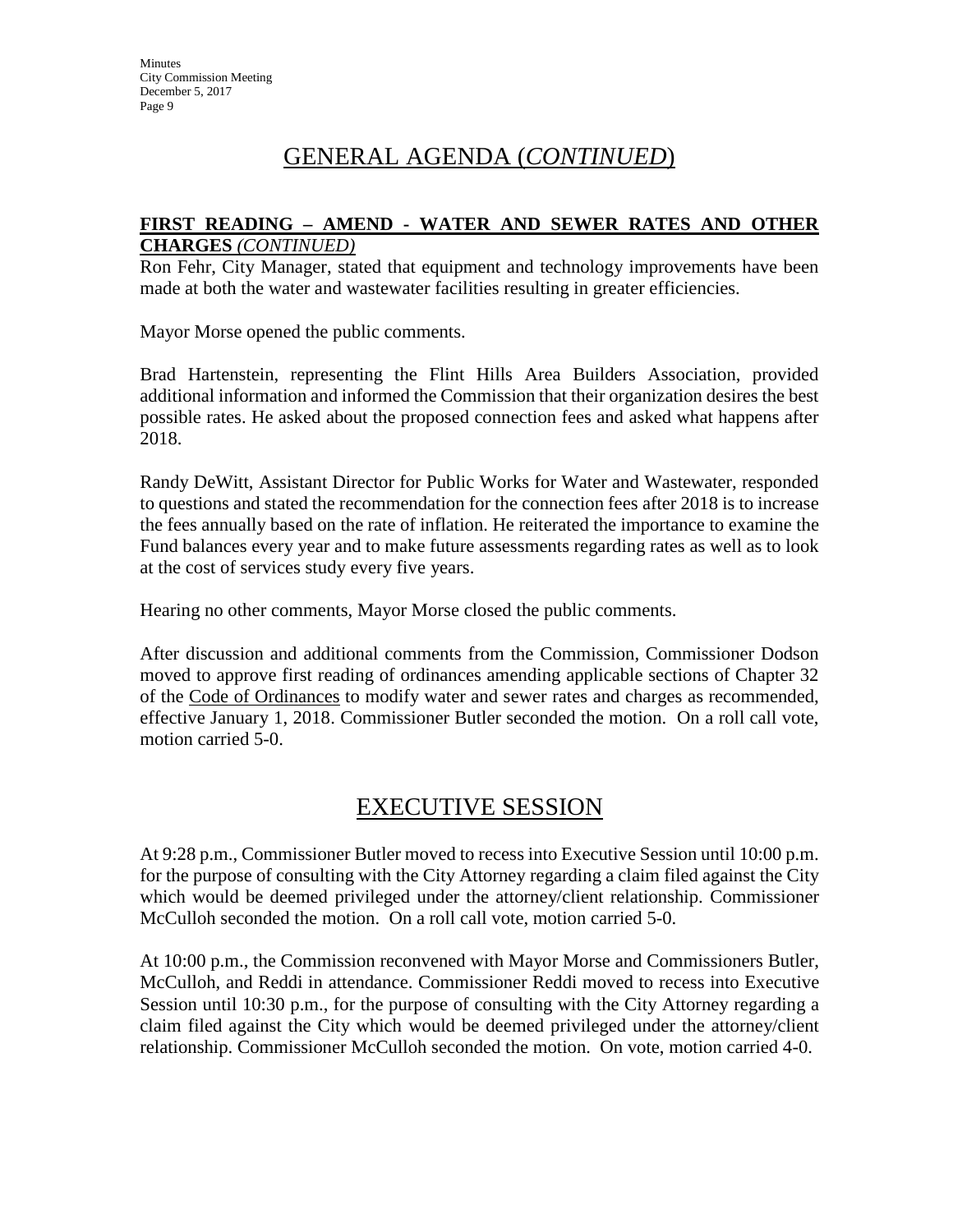# GENERAL AGENDA (*CONTINUED*)

**FIRST READING – AMEND - WATER AND SEWER RATES AND OTHER CHARGES** *(CONTINUED)*

Ron Fehr, City Manager, stated that equipment and technology improvements have been made at both the water and wastewater facilities resulting in greater efficiencies.

Mayor Morse opened the public comments.

Brad Hartenstein, representing the Flint Hills Area Builders Association, provided additional information and informed the Commission that their organization desires the best possible rates. He asked about the proposed connection fees and asked what happens after 2018.

Randy DeWitt, Assistant Director for Public Works for Water and Wastewater, responded to questions and stated the recommendation for the connection fees after 2018 is to increase the fees annually based on the rate of inflation. He reiterated the importance to examine the Fund balances every year and to make future assessments regarding rates as well as to look at the cost of services study every five years.

Hearing no other comments, Mayor Morse closed the public comments.

After discussion and additional comments from the Commission, Commissioner Dodson moved to approve first reading of ordinances amending applicable sections of Chapter 32 of the Code of Ordinances to modify water and sewer rates and charges as recommended, effective January 1, 2018. Commissioner Butler seconded the motion. On a roll call vote, motion carried 5-0.

# EXECUTIVE SESSION

At 9:28 p.m., Commissioner Butler moved to recess into Executive Session until 10:00 p.m. for the purpose of consulting with the City Attorney regarding a claim filed against the City which would be deemed privileged under the attorney/client relationship. Commissioner McCulloh seconded the motion. On a roll call vote, motion carried 5-0.

At 10:00 p.m., the Commission reconvened with Mayor Morse and Commissioners Butler, McCulloh, and Reddi in attendance. Commissioner Reddi moved to recess into Executive Session until 10:30 p.m., for the purpose of consulting with the City Attorney regarding a claim filed against the City which would be deemed privileged under the attorney/client relationship. Commissioner McCulloh seconded the motion. On vote, motion carried 4-0.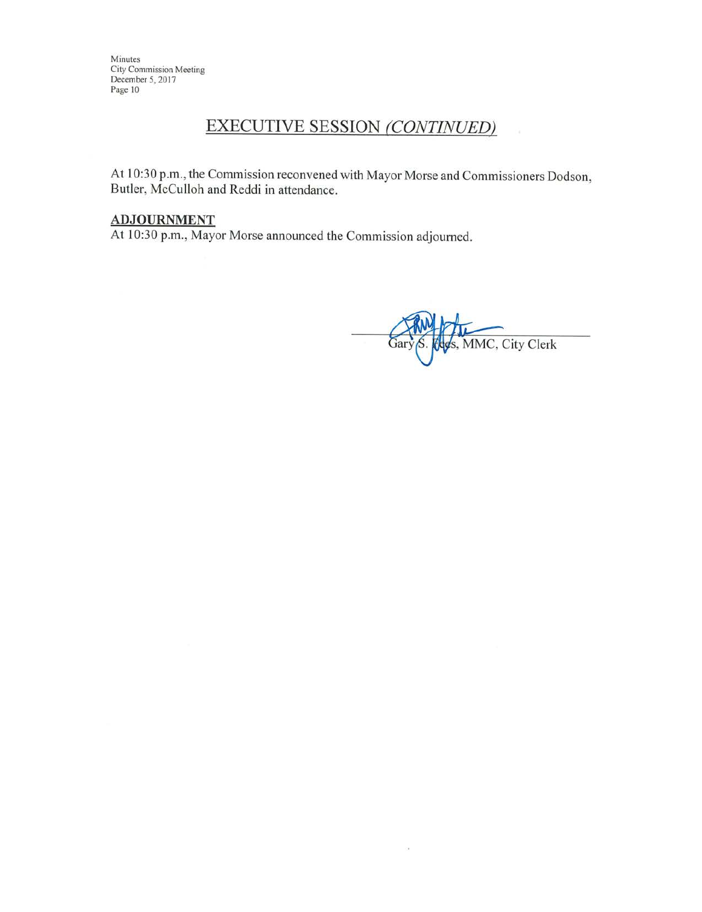## EXECUTIVE SESSION *(CONTINUED)*

At 10:30 p.m., the Commission reconvened with Mayor Morse and Commissioners Dodson, Butler, McCulloh and Reddi in attendance.

**ADJOURNMENT**

At 10:30 p.m., Mayor Morse announced the Commission adjourned.

Gary S. Fees, MMC, City Clerk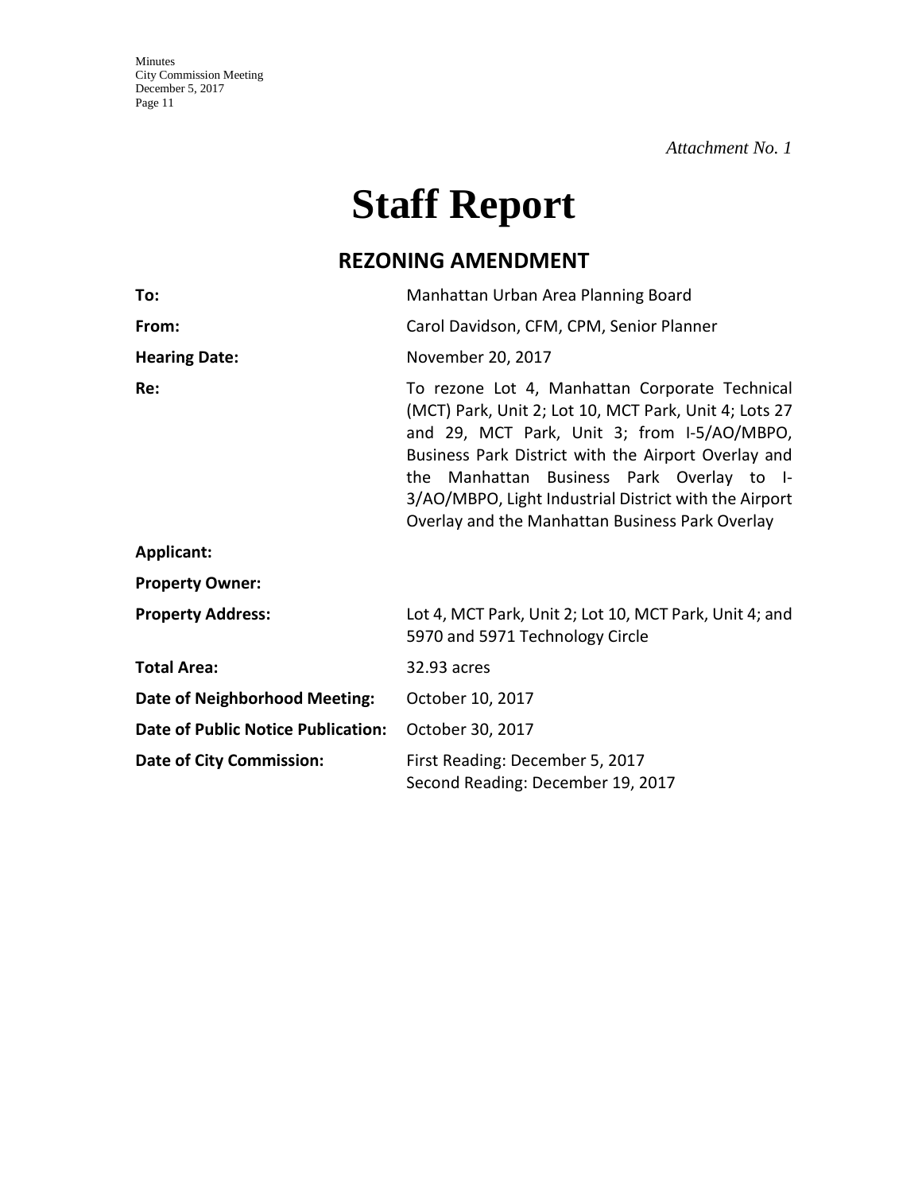*Attachment No. 1*

# Staff Report

## REZONING AMENDMENT

| | |
|---|---|
| **To:** | Manhattan Urban Area Planning Board |
| **From:** | Carol Davidson, CFM, CPM, Senior Planner |
| **Hearing Date:** | November 20, 2017 |
| **Re:** | To rezone Lot 4, Manhattan Corporate Technical (MCT) Park, Unit 2; Lot 10, MCT Park, Unit 4; Lots 27 and 29, MCT Park, Unit 3; from I-5/AO/MBPO, Business Park District with the Airport Overlay and the Manhattan Business Park Overlay to I-3/AO/MBPO, Light Industrial District with the Airport Overlay and the Manhattan Business Park Overlay |
| **Applicant:** | |
| **Property Owner:** | |
| **Property Address:** | Lot 4, MCT Park, Unit 2; Lot 10, MCT Park, Unit 4; and 5970 and 5971 Technology Circle |
| **Total Area:** | 32.93 acres |
| **Date of Neighborhood Meeting:** | October 10, 2017 |
| **Date of Public Notice Publication:** | October 30, 2017 |
| **Date of City Commission:** | First Reading: December 5, 2017<br>Second Reading: December 19, 2017 |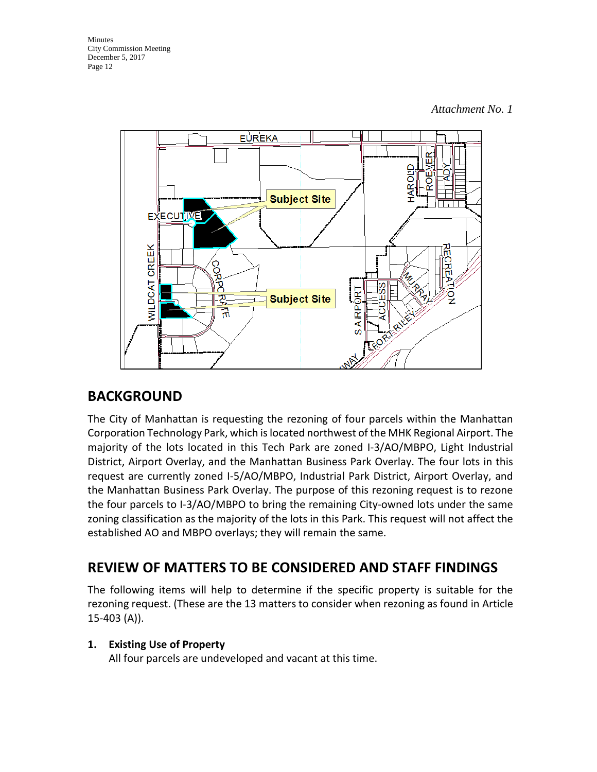*Attachment No. 1*

## BACKGROUND

The City of Manhattan is requesting the rezoning of four parcels within the Manhattan Corporation Technology Park, which is located northwest of the MHK Regional Airport. The majority of the lots located in this Tech Park are zoned I-3/AO/MBPO, Light Industrial District, Airport Overlay, and the Manhattan Business Park Overlay. The four lots in this request are currently zoned I-5/AO/MBPO, Industrial Park District, Airport Overlay, and the Manhattan Business Park Overlay. The purpose of this rezoning request is to rezone the four parcels to I-3/AO/MBPO to bring the remaining City-owned lots under the same zoning classification as the majority of the lots in this Park. This request will not affect the established AO and MBPO overlays; they will remain the same.

## REVIEW OF MATTERS TO BE CONSIDERED AND STAFF FINDINGS

The following items will help to determine if the specific property is suitable for the rezoning request. (These are the 13 matters to consider when rezoning as found in Article 15-403 (A)).

1. **Existing Use of Property**
   All four parcels are undeveloped and vacant at this time.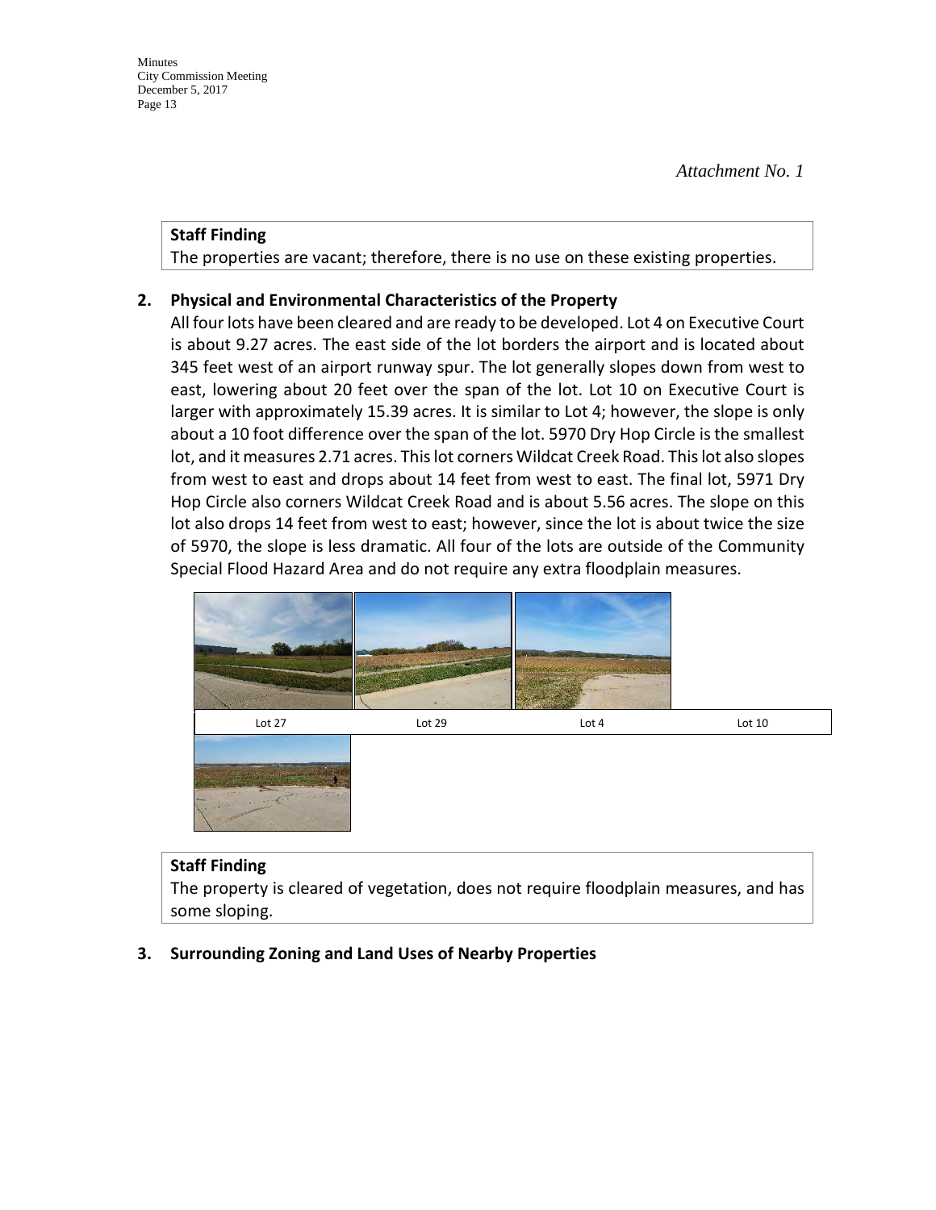*Attachment No. 1*

**Staff Finding**
The properties are vacant; therefore, there is no use on these existing properties.

2. **Physical and Environmental Characteristics of the Property**

All four lots have been cleared and are ready to be developed. Lot 4 on Executive Court is about 9.27 acres. The east side of the lot borders the airport and is located about 345 feet west of an airport runway spur. The lot generally slopes down from west to east, lowering about 20 feet over the span of the lot. Lot 10 on Executive Court is larger with approximately 15.39 acres. It is similar to Lot 4; however, the slope is only about a 10 foot difference over the span of the lot. 5970 Dry Hop Circle is the smallest lot, and it measures 2.71 acres. This lot corners Wildcat Creek Road. This lot also slopes from west to east and drops about 14 feet from west to east. The final lot, 5971 Dry Hop Circle also corners Wildcat Creek Road and is about 5.56 acres. The slope on this lot also drops 14 feet from west to east; however, since the lot is about twice the size of 5970, the slope is less dramatic. All four of the lots are outside of the Community Special Flood Hazard Area and do not require any extra floodplain measures.

| Lot 27 | Lot 29 | Lot 4 | Lot 10 |
|---|---|---|---|

**Staff Finding**
The property is cleared of vegetation, does not require floodplain measures, and has some sloping.

3. **Surrounding Zoning and Land Uses of Nearby Properties**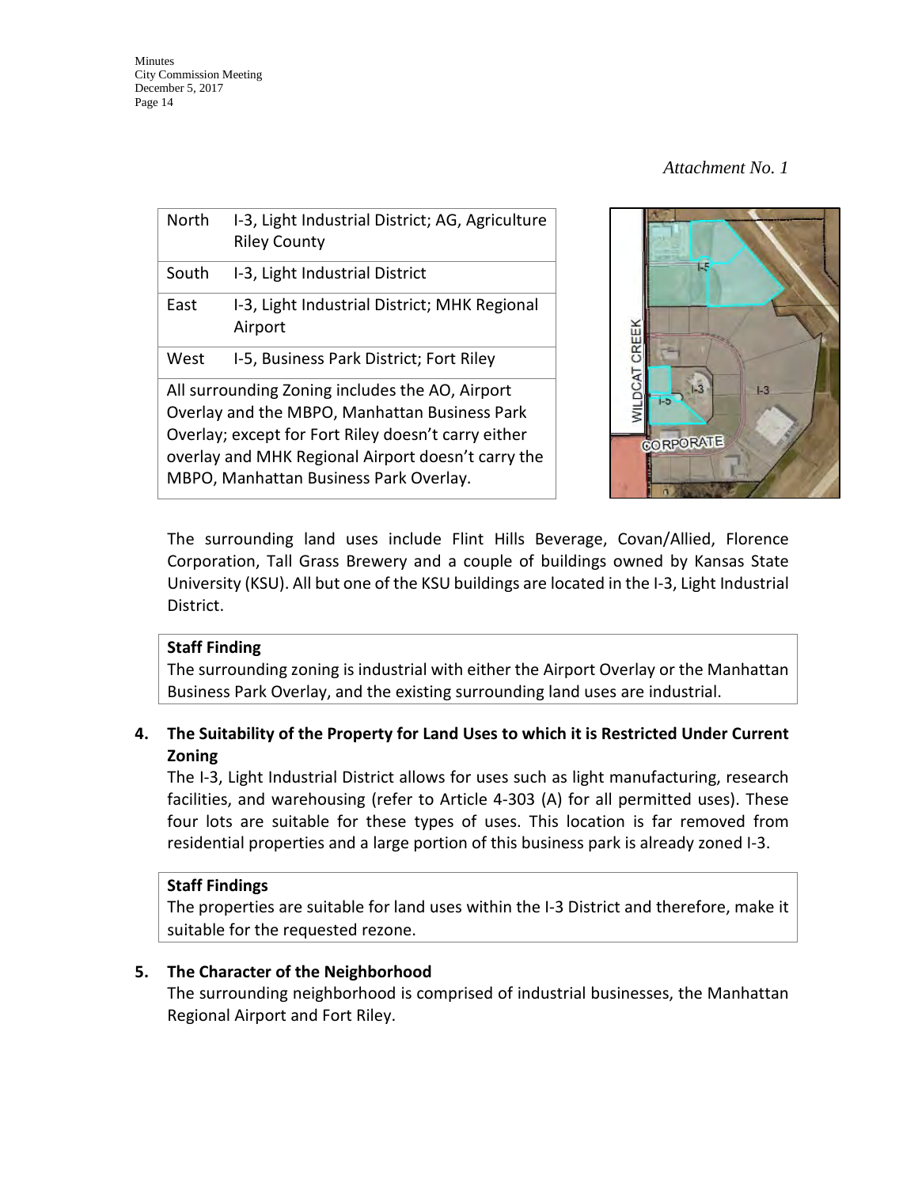*Attachment No. 1*

| | |
|---|---|
| North | I-3, Light Industrial District; AG, Agriculture Riley County |
| South | I-3, Light Industrial District |
| East | I-3, Light Industrial District; MHK Regional Airport |
| West | I-5, Business Park District; Fort Riley |
| All surrounding Zoning includes the AO, Airport Overlay and the MBPO, Manhattan Business Park Overlay; except for Fort Riley doesn't carry either overlay and MHK Regional Airport doesn't carry the MBPO, Manhattan Business Park Overlay. | |

The surrounding land uses include Flint Hills Beverage, Covan/Allied, Florence Corporation, Tall Grass Brewery and a couple of buildings owned by Kansas State University (KSU). All but one of the KSU buildings are located in the I-3, Light Industrial District.

**Staff Finding**
The surrounding zoning is industrial with either the Airport Overlay or the Manhattan Business Park Overlay, and the existing surrounding land uses are industrial.

**4. The Suitability of the Property for Land Uses to which it is Restricted Under Current Zoning**

The I-3, Light Industrial District allows for uses such as light manufacturing, research facilities, and warehousing (refer to Article 4-303 (A) for all permitted uses). These four lots are suitable for these types of uses. This location is far removed from residential properties and a large portion of this business park is already zoned I-3.

**Staff Findings**
The properties are suitable for land uses within the I-3 District and therefore, make it suitable for the requested rezone.

**5. The Character of the Neighborhood**

The surrounding neighborhood is comprised of industrial businesses, the Manhattan Regional Airport and Fort Riley.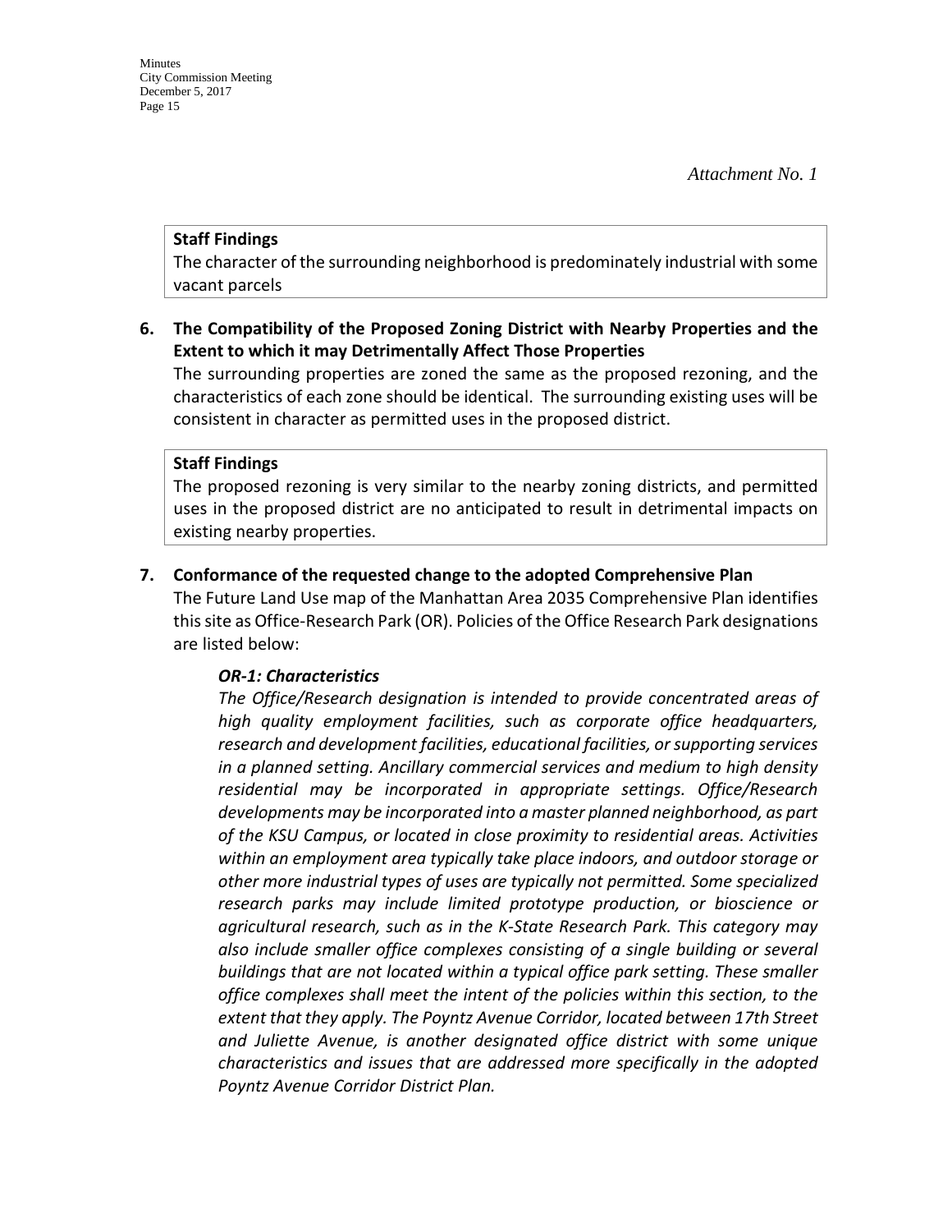*Attachment No. 1*

**Staff Findings**
The character of the surrounding neighborhood is predominately industrial with some vacant parcels

**6. The Compatibility of the Proposed Zoning District with Nearby Properties and the Extent to which it may Detrimentally Affect Those Properties**

The surrounding properties are zoned the same as the proposed rezoning, and the characteristics of each zone should be identical. The surrounding existing uses will be consistent in character as permitted uses in the proposed district.

**Staff Findings**
The proposed rezoning is very similar to the nearby zoning districts, and permitted uses in the proposed district are no anticipated to result in detrimental impacts on existing nearby properties.

**7. Conformance of the requested change to the adopted Comprehensive Plan**

The Future Land Use map of the Manhattan Area 2035 Comprehensive Plan identifies this site as Office-Research Park (OR). Policies of the Office Research Park designations are listed below:

***OR-1: Characteristics***

*The Office/Research designation is intended to provide concentrated areas of high quality employment facilities, such as corporate office headquarters, research and development facilities, educational facilities, or supporting services in a planned setting. Ancillary commercial services and medium to high density residential may be incorporated in appropriate settings. Office/Research developments may be incorporated into a master planned neighborhood, as part of the KSU Campus, or located in close proximity to residential areas. Activities within an employment area typically take place indoors, and outdoor storage or other more industrial types of uses are typically not permitted. Some specialized research parks may include limited prototype production, or bioscience or agricultural research, such as in the K-State Research Park. This category may also include smaller office complexes consisting of a single building or several buildings that are not located within a typical office park setting. These smaller office complexes shall meet the intent of the policies within this section, to the extent that they apply. The Poyntz Avenue Corridor, located between 17th Street and Juliette Avenue, is another designated office district with some unique characteristics and issues that are addressed more specifically in the adopted Poyntz Avenue Corridor District Plan.*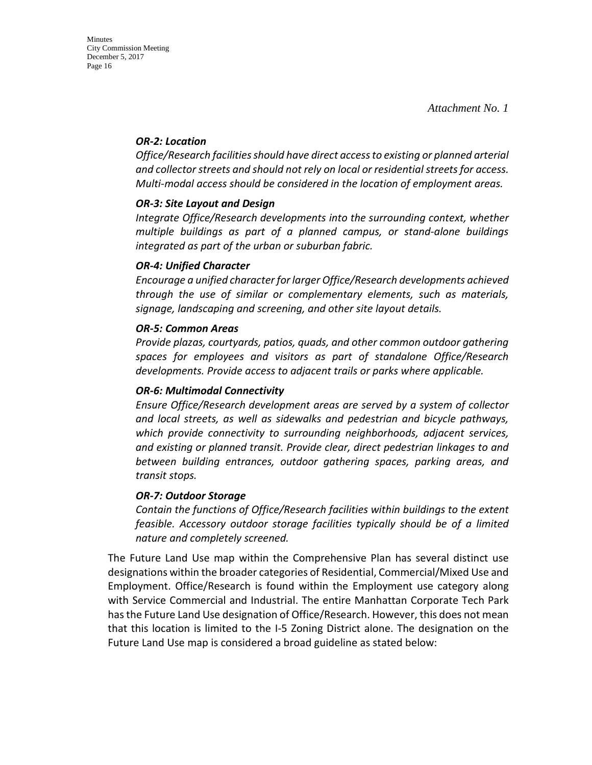*Attachment No. 1*

***OR-2: Location***

*Office/Research facilities should have direct access to existing or planned arterial and collector streets and should not rely on local or residential streets for access. Multi-modal access should be considered in the location of employment areas.*

***OR-3: Site Layout and Design***

*Integrate Office/Research developments into the surrounding context, whether multiple buildings as part of a planned campus, or stand-alone buildings integrated as part of the urban or suburban fabric.*

***OR-4: Unified Character***

*Encourage a unified character for larger Office/Research developments achieved through the use of similar or complementary elements, such as materials, signage, landscaping and screening, and other site layout details.*

***OR-5: Common Areas***

*Provide plazas, courtyards, patios, quads, and other common outdoor gathering spaces for employees and visitors as part of standalone Office/Research developments. Provide access to adjacent trails or parks where applicable.*

***OR-6: Multimodal Connectivity***

*Ensure Office/Research development areas are served by a system of collector and local streets, as well as sidewalks and pedestrian and bicycle pathways, which provide connectivity to surrounding neighborhoods, adjacent services, and existing or planned transit. Provide clear, direct pedestrian linkages to and between building entrances, outdoor gathering spaces, parking areas, and transit stops.*

***OR-7: Outdoor Storage***

*Contain the functions of Office/Research facilities within buildings to the extent feasible. Accessory outdoor storage facilities typically should be of a limited nature and completely screened.*

The Future Land Use map within the Comprehensive Plan has several distinct use designations within the broader categories of Residential, Commercial/Mixed Use and Employment. Office/Research is found within the Employment use category along with Service Commercial and Industrial. The entire Manhattan Corporate Tech Park has the Future Land Use designation of Office/Research. However, this does not mean that this location is limited to the I-5 Zoning District alone. The designation on the Future Land Use map is considered a broad guideline as stated below: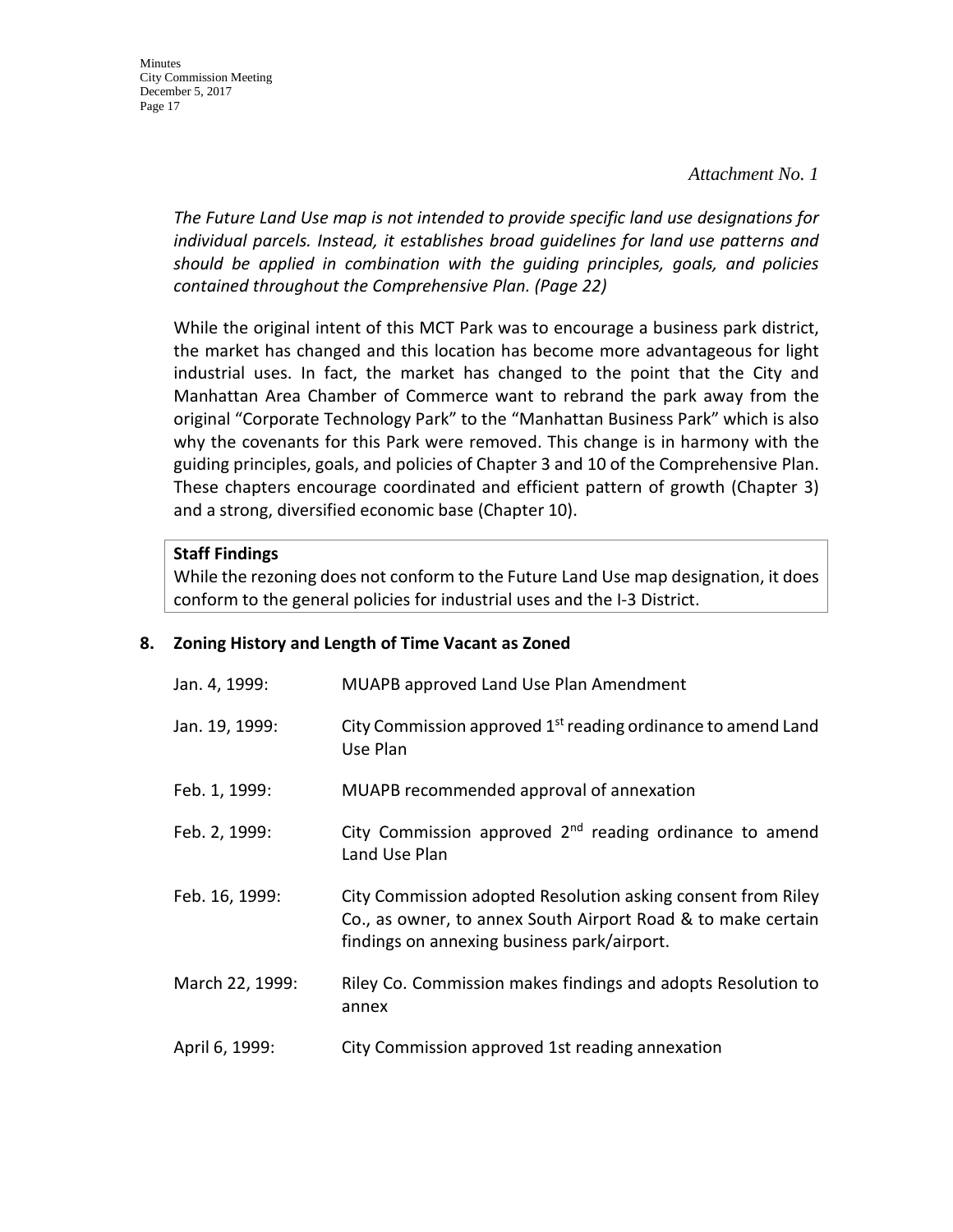*Attachment No. 1*

*The Future Land Use map is not intended to provide specific land use designations for individual parcels. Instead, it establishes broad guidelines for land use patterns and should be applied in combination with the guiding principles, goals, and policies contained throughout the Comprehensive Plan. (Page 22)*

While the original intent of this MCT Park was to encourage a business park district, the market has changed and this location has become more advantageous for light industrial uses. In fact, the market has changed to the point that the City and Manhattan Area Chamber of Commerce want to rebrand the park away from the original "Corporate Technology Park" to the "Manhattan Business Park" which is also why the covenants for this Park were removed. This change is in harmony with the guiding principles, goals, and policies of Chapter 3 and 10 of the Comprehensive Plan. These chapters encourage coordinated and efficient pattern of growth (Chapter 3) and a strong, diversified economic base (Chapter 10).

**Staff Findings**
While the rezoning does not conform to the Future Land Use map designation, it does conform to the general policies for industrial uses and the I-3 District.

**8. Zoning History and Length of Time Vacant as Zoned**

| | |
|---|---|
| Jan. 4, 1999: | MUAPB approved Land Use Plan Amendment |
| Jan. 19, 1999: | City Commission approved 1st reading ordinance to amend Land Use Plan |
| Feb. 1, 1999: | MUAPB recommended approval of annexation |
| Feb. 2, 1999: | City Commission approved 2nd reading ordinance to amend Land Use Plan |
| Feb. 16, 1999: | City Commission adopted Resolution asking consent from Riley Co., as owner, to annex South Airport Road & to make certain findings on annexing business park/airport. |
| March 22, 1999: | Riley Co. Commission makes findings and adopts Resolution to annex |
| April 6, 1999: | City Commission approved 1st reading annexation |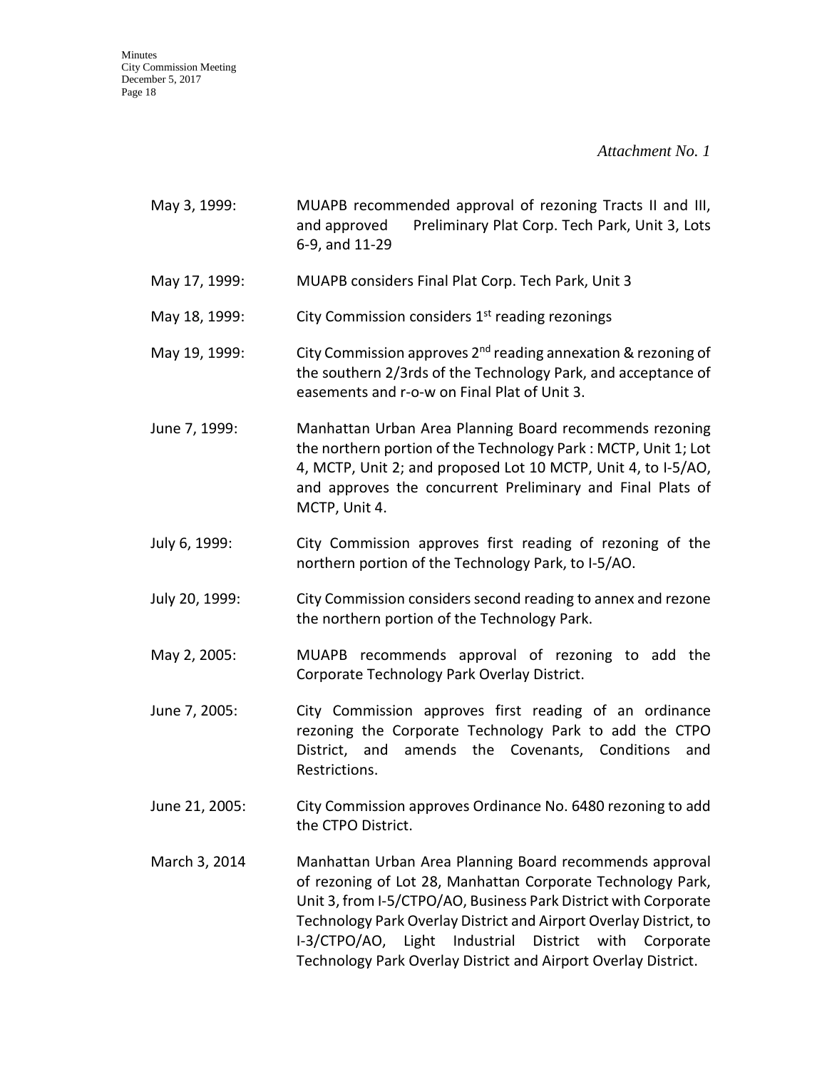*Attachment No. 1*

May 3, 1999: MUAPB recommended approval of rezoning Tracts II and III, and approved Preliminary Plat Corp. Tech Park, Unit 3, Lots 6-9, and 11-29

May 17, 1999: MUAPB considers Final Plat Corp. Tech Park, Unit 3

May 18, 1999: City Commission considers 1st reading rezonings

May 19, 1999: City Commission approves 2nd reading annexation & rezoning of the southern 2/3rds of the Technology Park, and acceptance of easements and r-o-w on Final Plat of Unit 3.

June 7, 1999: Manhattan Urban Area Planning Board recommends rezoning the northern portion of the Technology Park : MCTP, Unit 1; Lot 4, MCTP, Unit 2; and proposed Lot 10 MCTP, Unit 4, to I-5/AO, and approves the concurrent Preliminary and Final Plats of MCTP, Unit 4.

July 6, 1999: City Commission approves first reading of rezoning of the northern portion of the Technology Park, to I-5/AO.

July 20, 1999: City Commission considers second reading to annex and rezone the northern portion of the Technology Park.

May 2, 2005: MUAPB recommends approval of rezoning to add the Corporate Technology Park Overlay District.

June 7, 2005: City Commission approves first reading of an ordinance rezoning the Corporate Technology Park to add the CTPO District, and amends the Covenants, Conditions and Restrictions.

June 21, 2005: City Commission approves Ordinance No. 6480 rezoning to add the CTPO District.

March 3, 2014 Manhattan Urban Area Planning Board recommends approval of rezoning of Lot 28, Manhattan Corporate Technology Park, Unit 3, from I-5/CTPO/AO, Business Park District with Corporate Technology Park Overlay District and Airport Overlay District, to I-3/CTPO/AO, Light Industrial District with Corporate Technology Park Overlay District and Airport Overlay District.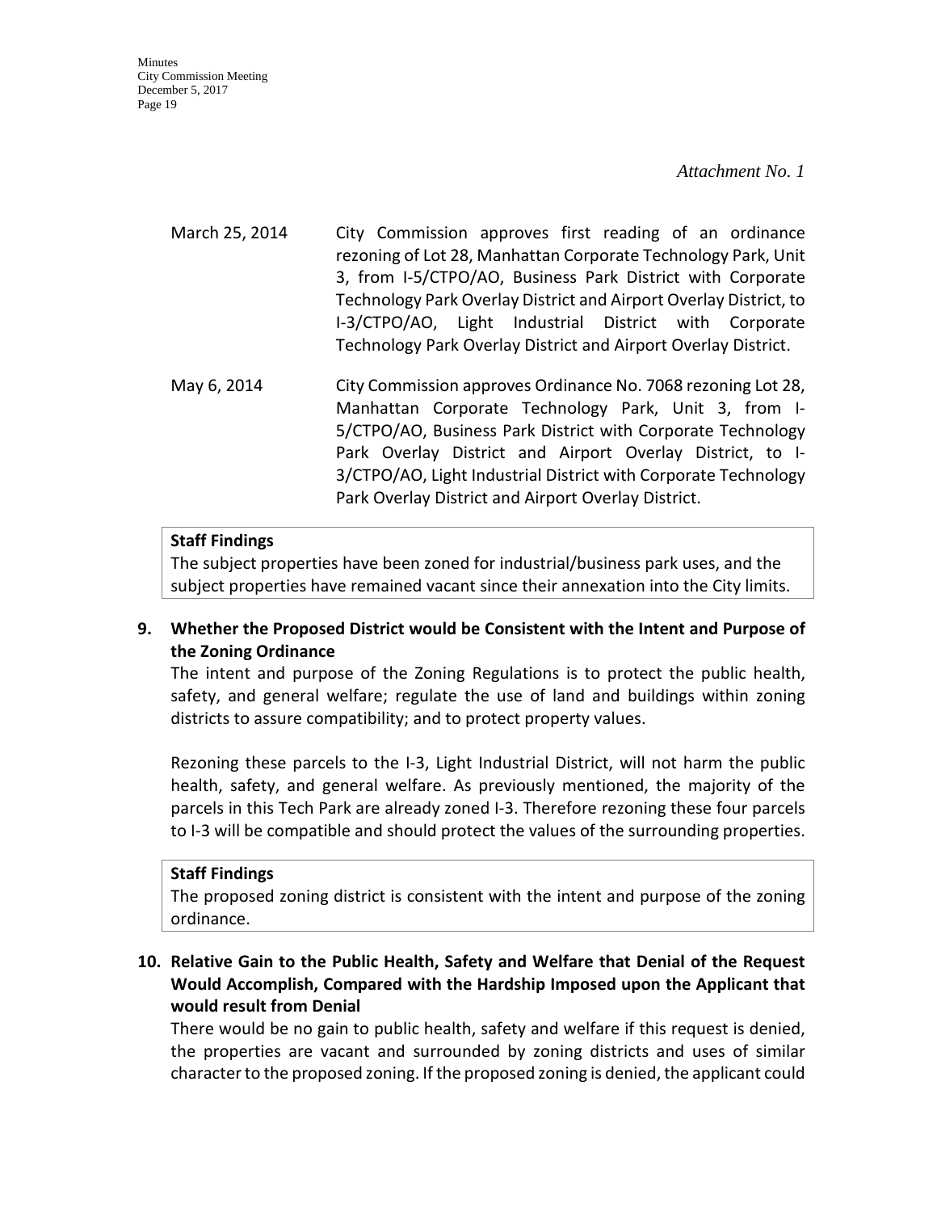*Attachment No. 1*

March 25, 2014 City Commission approves first reading of an ordinance rezoning of Lot 28, Manhattan Corporate Technology Park, Unit 3, from I-5/CTPO/AO, Business Park District with Corporate Technology Park Overlay District and Airport Overlay District, to I-3/CTPO/AO, Light Industrial District with Corporate Technology Park Overlay District and Airport Overlay District.

May 6, 2014 City Commission approves Ordinance No. 7068 rezoning Lot 28, Manhattan Corporate Technology Park, Unit 3, from I-5/CTPO/AO, Business Park District with Corporate Technology Park Overlay District and Airport Overlay District, to I-3/CTPO/AO, Light Industrial District with Corporate Technology Park Overlay District and Airport Overlay District.

**Staff Findings**

The subject properties have been zoned for industrial/business park uses, and the subject properties have remained vacant since their annexation into the City limits.

**9. Whether the Proposed District would be Consistent with the Intent and Purpose of the Zoning Ordinance**

The intent and purpose of the Zoning Regulations is to protect the public health, safety, and general welfare; regulate the use of land and buildings within zoning districts to assure compatibility; and to protect property values.

Rezoning these parcels to the I-3, Light Industrial District, will not harm the public health, safety, and general welfare. As previously mentioned, the majority of the parcels in this Tech Park are already zoned I-3. Therefore rezoning these four parcels to I-3 will be compatible and should protect the values of the surrounding properties.

**Staff Findings**

The proposed zoning district is consistent with the intent and purpose of the zoning ordinance.

**10. Relative Gain to the Public Health, Safety and Welfare that Denial of the Request Would Accomplish, Compared with the Hardship Imposed upon the Applicant that would result from Denial**

There would be no gain to public health, safety and welfare if this request is denied, the properties are vacant and surrounded by zoning districts and uses of similar character to the proposed zoning. If the proposed zoning is denied, the applicant could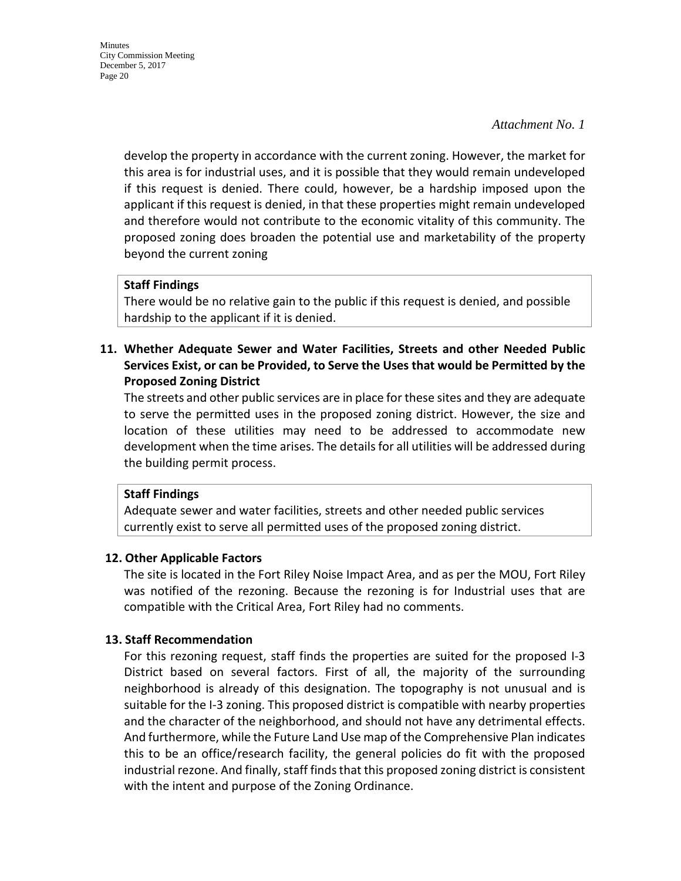*Attachment No. 1*

develop the property in accordance with the current zoning. However, the market for this area is for industrial uses, and it is possible that they would remain undeveloped if this request is denied. There could, however, be a hardship imposed upon the applicant if this request is denied, in that these properties might remain undeveloped and therefore would not contribute to the economic vitality of this community. The proposed zoning does broaden the potential use and marketability of the property beyond the current zoning

**Staff Findings**
There would be no relative gain to the public if this request is denied, and possible hardship to the applicant if it is denied.

**11. Whether Adequate Sewer and Water Facilities, Streets and other Needed Public Services Exist, or can be Provided, to Serve the Uses that would be Permitted by the Proposed Zoning District**

The streets and other public services are in place for these sites and they are adequate to serve the permitted uses in the proposed zoning district. However, the size and location of these utilities may need to be addressed to accommodate new development when the time arises. The details for all utilities will be addressed during the building permit process.

**Staff Findings**
Adequate sewer and water facilities, streets and other needed public services currently exist to serve all permitted uses of the proposed zoning district.

**12. Other Applicable Factors**

The site is located in the Fort Riley Noise Impact Area, and as per the MOU, Fort Riley was notified of the rezoning. Because the rezoning is for Industrial uses that are compatible with the Critical Area, Fort Riley had no comments.

**13. Staff Recommendation**

For this rezoning request, staff finds the properties are suited for the proposed I-3 District based on several factors. First of all, the majority of the surrounding neighborhood is already of this designation. The topography is not unusual and is suitable for the I-3 zoning. This proposed district is compatible with nearby properties and the character of the neighborhood, and should not have any detrimental effects. And furthermore, while the Future Land Use map of the Comprehensive Plan indicates this to be an office/research facility, the general policies do fit with the proposed industrial rezone. And finally, staff finds that this proposed zoning district is consistent with the intent and purpose of the Zoning Ordinance.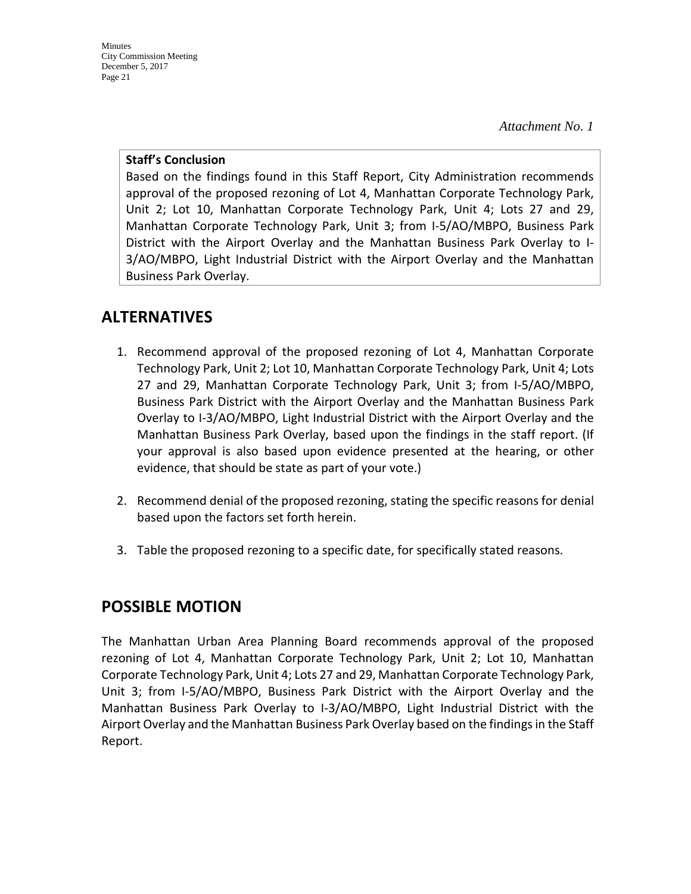*Attachment No. 1*

**Staff's Conclusion**
Based on the findings found in this Staff Report, City Administration recommends approval of the proposed rezoning of Lot 4, Manhattan Corporate Technology Park, Unit 2; Lot 10, Manhattan Corporate Technology Park, Unit 4; Lots 27 and 29, Manhattan Corporate Technology Park, Unit 3; from I-5/AO/MBPO, Business Park District with the Airport Overlay and the Manhattan Business Park Overlay to I-3/AO/MBPO, Light Industrial District with the Airport Overlay and the Manhattan Business Park Overlay.

## ALTERNATIVES

1. Recommend approval of the proposed rezoning of Lot 4, Manhattan Corporate Technology Park, Unit 2; Lot 10, Manhattan Corporate Technology Park, Unit 4; Lots 27 and 29, Manhattan Corporate Technology Park, Unit 3; from I-5/AO/MBPO, Business Park District with the Airport Overlay and the Manhattan Business Park Overlay to I-3/AO/MBPO, Light Industrial District with the Airport Overlay and the Manhattan Business Park Overlay, based upon the findings in the staff report. (If your approval is also based upon evidence presented at the hearing, or other evidence, that should be state as part of your vote.)

2. Recommend denial of the proposed rezoning, stating the specific reasons for denial based upon the factors set forth herein.

3. Table the proposed rezoning to a specific date, for specifically stated reasons.

## POSSIBLE MOTION

The Manhattan Urban Area Planning Board recommends approval of the proposed rezoning of Lot 4, Manhattan Corporate Technology Park, Unit 2; Lot 10, Manhattan Corporate Technology Park, Unit 4; Lots 27 and 29, Manhattan Corporate Technology Park, Unit 3; from I-5/AO/MBPO, Business Park District with the Airport Overlay and the Manhattan Business Park Overlay to I-3/AO/MBPO, Light Industrial District with the Airport Overlay and the Manhattan Business Park Overlay based on the findings in the Staff Report.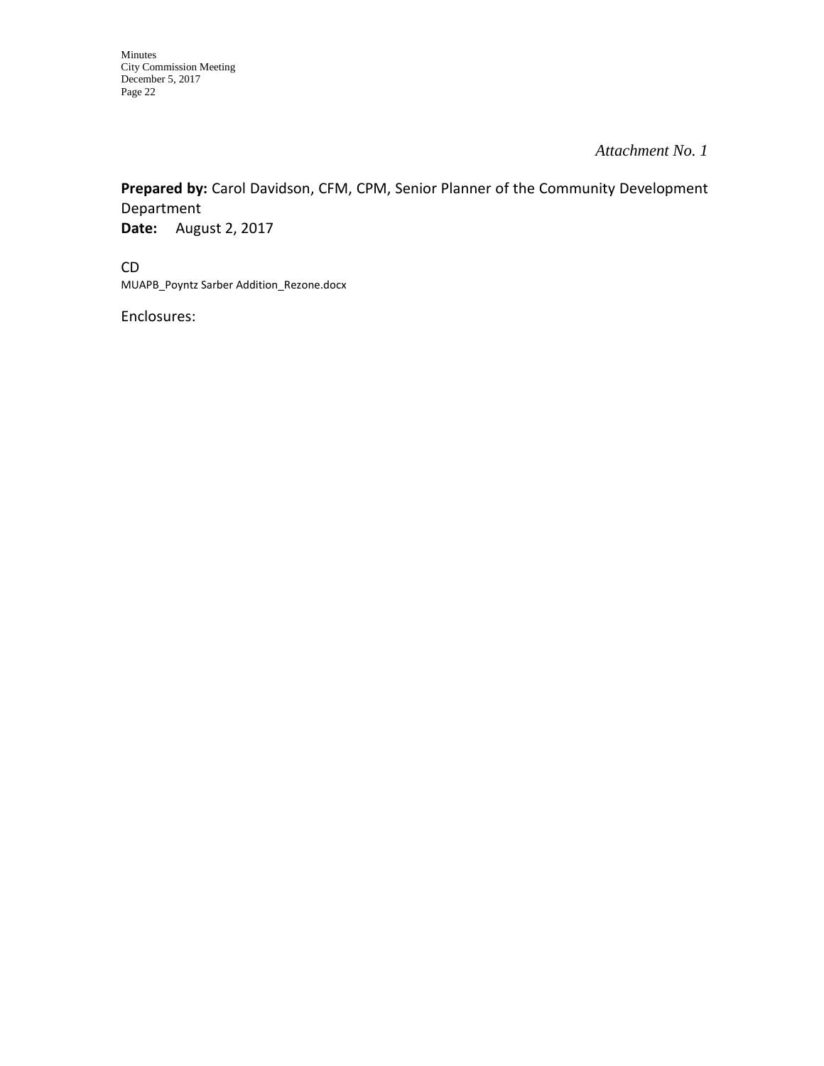*Attachment No. 1*

**Prepared by:** Carol Davidson, CFM, CPM, Senior Planner of the Community Development Department
**Date:** August 2, 2017

CD
MUAPB_Poyntz Sarber Addition_Rezone.docx

Enclosures: